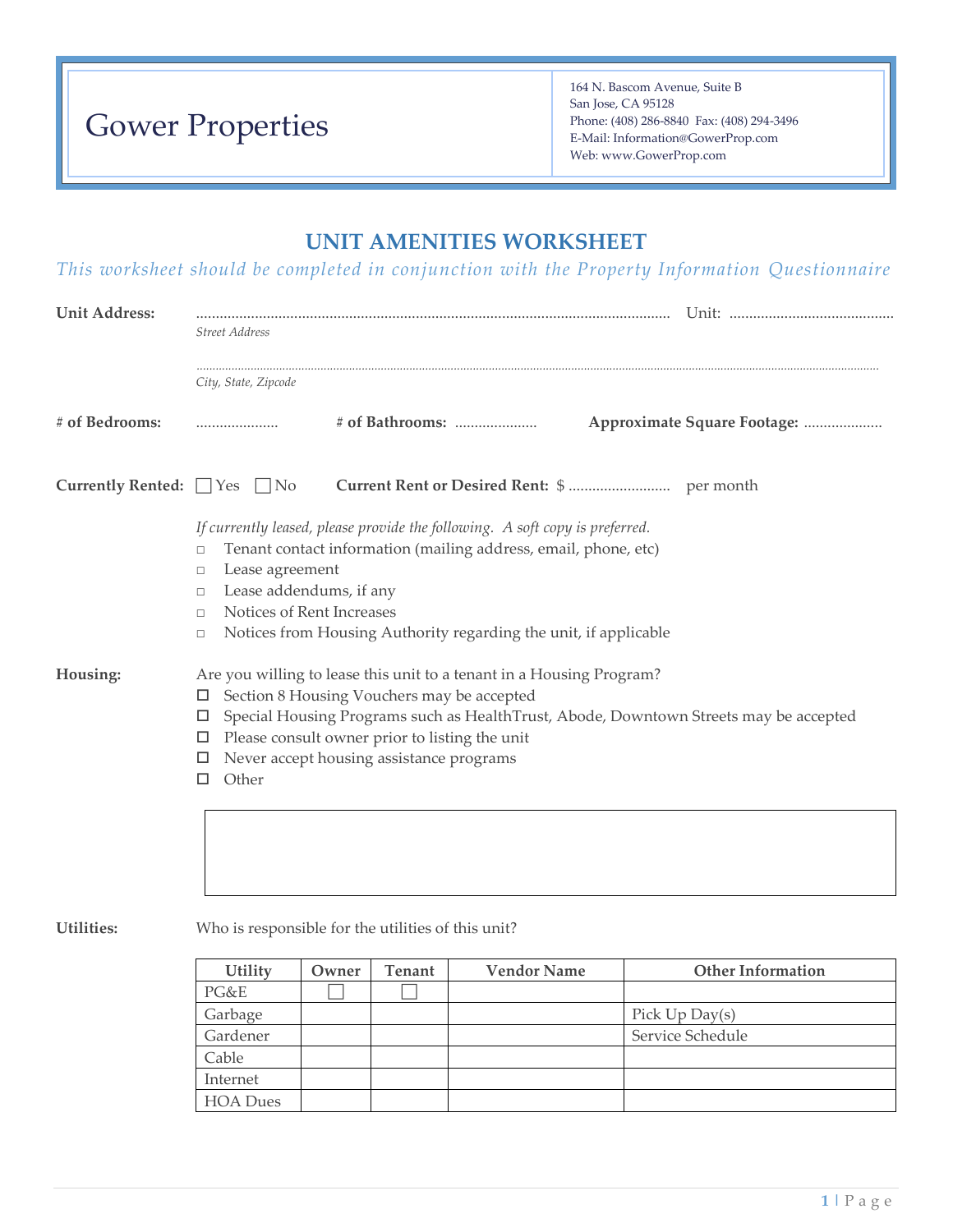# Gower Properties

164 N. Bascom Avenue, Suite B
San Jose, CA 95128
Phone: (408) 286-8840 Fax: (408) 294-3496
E-Mail: Information@GowerProp.com
Web: www.GowerProp.com

## UNIT AMENITIES WORKSHEET

*This worksheet should be completed in conjunction with the Property Information Questionnaire*

**Unit Address:** ........................................................................................................................ Unit: ..........................................
*Street Address*

..........................................................................................................................................................................................................
*City, State, Zipcode*

**# of Bedrooms:** ..................... **# of Bathrooms:** ..................... **Approximate Square Footage:** ....................

**Currently Rented:** ☐ Yes ☐ No **Current Rent or Desired Rent:** $ .......................... per month

*If currently leased, please provide the following. A soft copy is preferred.*

- ☐ Tenant contact information (mailing address, email, phone, etc)
- ☐ Lease agreement
- ☐ Lease addendums, if any
- ☐ Notices of Rent Increases
- ☐ Notices from Housing Authority regarding the unit, if applicable

**Housing:** Are you willing to lease this unit to a tenant in a Housing Program?

- ☐ Section 8 Housing Vouchers may be accepted
- ☐ Special Housing Programs such as HealthTrust, Abode, Downtown Streets may be accepted
- ☐ Please consult owner prior to listing the unit
- ☐ Never accept housing assistance programs
- ☐ Other

**Utilities:** Who is responsible for the utilities of this unit?

| Utility | Owner | Tenant | Vendor Name | Other Information |
|---|---|---|---|---|
| PG&E | ☐ | ☐ | | |
| Garbage | | | | Pick Up Day(s) |
| Gardener | | | | Service Schedule |
| Cable | | | | |
| Internet | | | | |
| HOA Dues | | | | |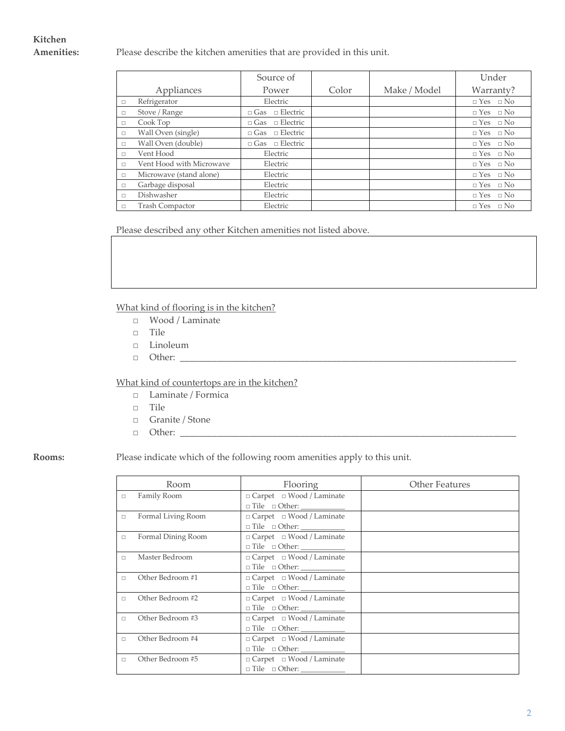**Kitchen Amenities:**

Please describe the kitchen amenities that are provided in this unit.

| Appliances | Source of Power | Color | Make / Model | Under Warranty? |
|---|---|---|---|---|
| □ Refrigerator | Electric | | | □ Yes □ No |
| □ Stove / Range | □ Gas □ Electric | | | □ Yes □ No |
| □ Cook Top | □ Gas □ Electric | | | □ Yes □ No |
| □ Wall Oven (single) | □ Gas □ Electric | | | □ Yes □ No |
| □ Wall Oven (double) | □ Gas □ Electric | | | □ Yes □ No |
| □ Vent Hood | Electric | | | □ Yes □ No |
| □ Vent Hood with Microwave | Electric | | | □ Yes □ No |
| □ Microwave (stand alone) | Electric | | | □ Yes □ No |
| □ Garbage disposal | Electric | | | □ Yes □ No |
| □ Dishwasher | Electric | | | □ Yes □ No |
| □ Trash Compactor | Electric | | | □ Yes □ No |

Please described any other Kitchen amenities not listed above.

| |
|---|
| |

<u>What kind of flooring is in the kitchen?</u>

- □ Wood / Laminate
- □ Tile
- □ Linoleum
- □ Other: ____________________________________________

<u>What kind of countertops are in the kitchen?</u>

- □ Laminate / Formica
- □ Tile
- □ Granite / Stone
- □ Other: ____________________________________________

**Rooms:**

Please indicate which of the following room amenities apply to this unit.

| Room | Flooring | Other Features |
|---|---|---|
| □ Family Room | □ Carpet □ Wood / Laminate □ Tile □ Other: ___________ | |
| □ Formal Living Room | □ Carpet □ Wood / Laminate □ Tile □ Other: ___________ | |
| □ Formal Dining Room | □ Carpet □ Wood / Laminate □ Tile □ Other: ___________ | |
| □ Master Bedroom | □ Carpet □ Wood / Laminate □ Tile □ Other: ___________ | |
| □ Other Bedroom #1 | □ Carpet □ Wood / Laminate □ Tile □ Other: ___________ | |
| □ Other Bedroom #2 | □ Carpet □ Wood / Laminate □ Tile □ Other: ___________ | |
| □ Other Bedroom #3 | □ Carpet □ Wood / Laminate □ Tile □ Other: ___________ | |
| □ Other Bedroom #4 | □ Carpet □ Wood / Laminate □ Tile □ Other: ___________ | |
| □ Other Bedroom #5 | □ Carpet □ Wood / Laminate □ Tile □ Other: ___________ | |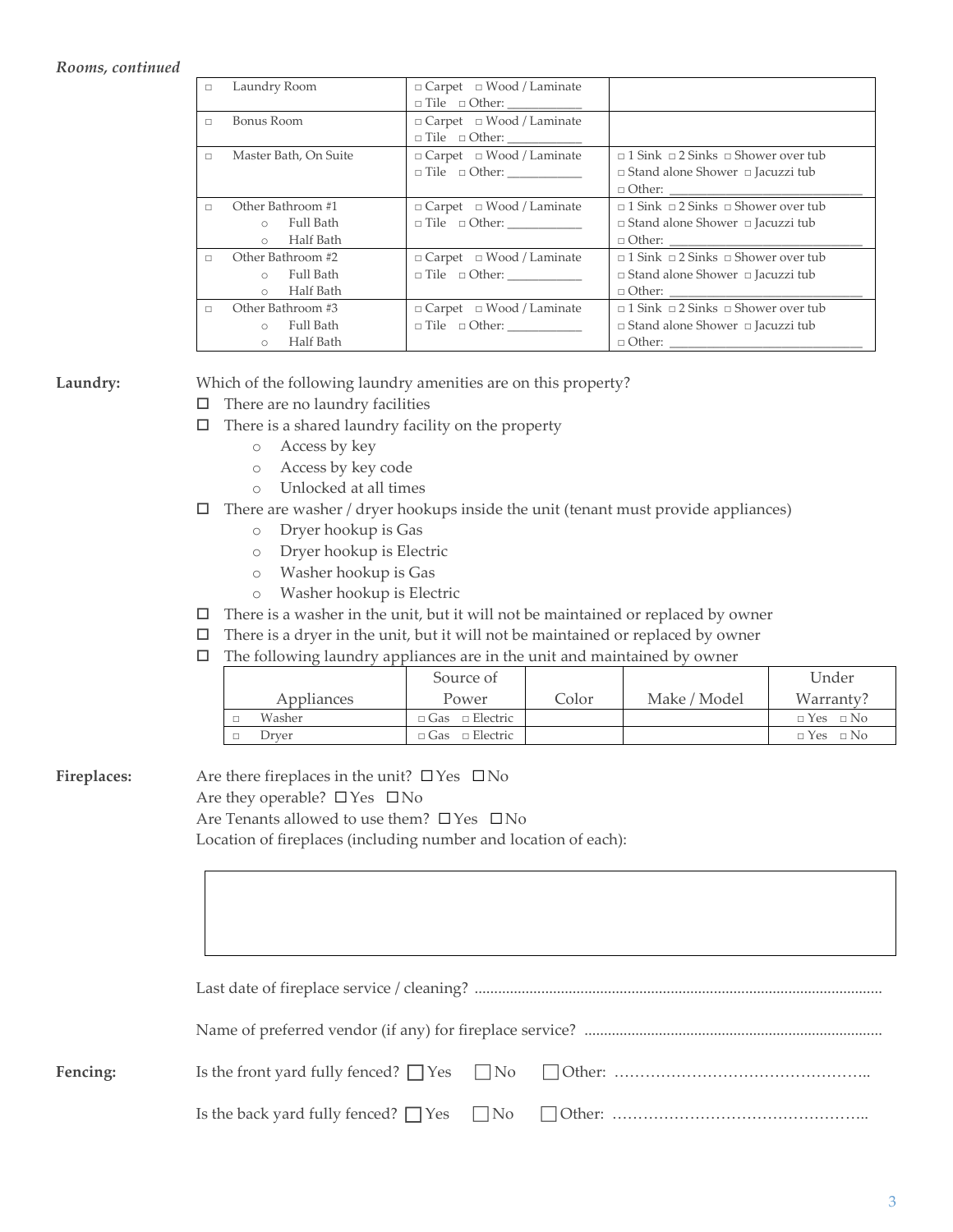*Rooms, continued*

| | | |
|---|---|---|
| □ Laundry Room | □ Carpet □ Wood / Laminate<br>□ Tile □ Other: ___________ | |
| □ Bonus Room | □ Carpet □ Wood / Laminate<br>□ Tile □ Other: ___________ | |
| □ Master Bath, On Suite | □ Carpet □ Wood / Laminate<br>□ Tile □ Other: ___________ | □ 1 Sink □ 2 Sinks □ Shower over tub<br>□ Stand alone Shower □ Jacuzzi tub<br>□ Other: ___________________________ |
| □ Other Bathroom #1<br>○ Full Bath<br>○ Half Bath | □ Carpet □ Wood / Laminate<br>□ Tile □ Other: ___________ | □ 1 Sink □ 2 Sinks □ Shower over tub<br>□ Stand alone Shower □ Jacuzzi tub<br>□ Other: ___________________________ |
| □ Other Bathroom #2<br>○ Full Bath<br>○ Half Bath | □ Carpet □ Wood / Laminate<br>□ Tile □ Other: ___________ | □ 1 Sink □ 2 Sinks □ Shower over tub<br>□ Stand alone Shower □ Jacuzzi tub<br>□ Other: ___________________________ |
| □ Other Bathroom #3<br>○ Full Bath<br>○ Half Bath | □ Carpet □ Wood / Laminate<br>□ Tile □ Other: ___________ | □ 1 Sink □ 2 Sinks □ Shower over tub<br>□ Stand alone Shower □ Jacuzzi tub<br>□ Other: ___________________________ |

**Laundry:** Which of the following laundry amenities are on this property?

- ☐ There are no laundry facilities
- ☐ There is a shared laundry facility on the property
  - ○ Access by key
  - ○ Access by key code
  - ○ Unlocked at all times
- ☐ There are washer / dryer hookups inside the unit (tenant must provide appliances)
  - ○ Dryer hookup is Gas
  - ○ Dryer hookup is Electric
  - ○ Washer hookup is Gas
  - ○ Washer hookup is Electric
- ☐ There is a washer in the unit, but it will not be maintained or replaced by owner
- ☐ There is a dryer in the unit, but it will not be maintained or replaced by owner
- ☐ The following laundry appliances are in the unit and maintained by owner

| Appliances | Source of Power | Color | Make / Model | Under Warranty? |
|---|---|---|---|---|
| □ Washer | □ Gas □ Electric | | | □ Yes □ No |
| □ Dryer | □ Gas □ Electric | | | □ Yes □ No |

**Fireplaces:** Are there fireplaces in the unit? ☐ Yes ☐ No

Are they operable? ☐ Yes ☐ No

Are Tenants allowed to use them? ☐ Yes ☐ No

Location of fireplaces (including number and location of each):

| |
|---|
| |

Last date of fireplace service / cleaning? ..........................................................................................

Name of preferred vendor (if any) for fireplace service? ..........................................................................

**Fencing:** Is the front yard fully fenced? ☐ Yes ☐ No ☐ Other: …………………………………………..

Is the back yard fully fenced? ☐ Yes ☐ No ☐ Other: …………………………………………..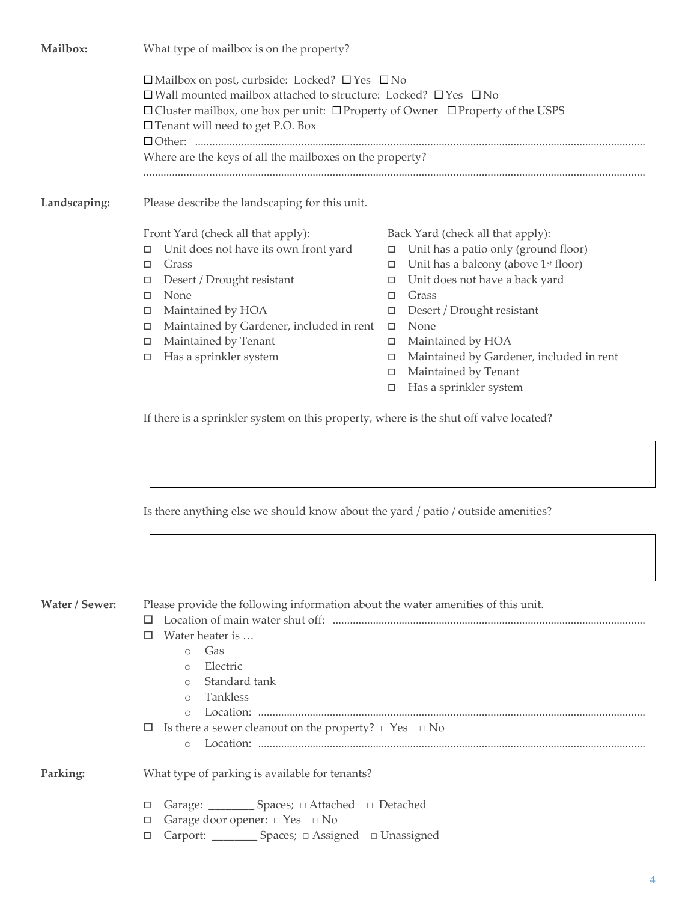**Mailbox:** What type of mailbox is on the property?

- ☐ Mailbox on post, curbside: Locked? ☐ Yes ☐ No
- ☐ Wall mounted mailbox attached to structure: Locked? ☐ Yes ☐ No
- ☐ Cluster mailbox, one box per unit: ☐ Property of Owner ☐ Property of the USPS
- ☐ Tenant will need to get P.O. Box
- ☐ Other: ........................................................................................................................................................

Where are the keys of all the mailboxes on the property?

..........................................................................................................................................................................

**Landscaping:** Please describe the landscaping for this unit.

Front Yard (check all that apply):

- ☐ Unit does not have its own front yard
- ☐ Grass
- ☐ Desert / Drought resistant
- ☐ None
- ☐ Maintained by HOA
- ☐ Maintained by Gardener, included in rent
- ☐ Maintained by Tenant
- ☐ Has a sprinkler system

Back Yard (check all that apply):

- ☐ Unit has a patio only (ground floor)
- ☐ Unit has a balcony (above 1st floor)
- ☐ Unit does not have a back yard
- ☐ Grass
- ☐ Desert / Drought resistant
- ☐ None
- ☐ Maintained by HOA
- ☐ Maintained by Gardener, included in rent
- ☐ Maintained by Tenant
- ☐ Has a sprinkler system

If there is a sprinkler system on this property, where is the shut off valve located?

| |
|---|
| |

Is there anything else we should know about the yard / patio / outside amenities?

| |
|---|
| |

**Water / Sewer:** Please provide the following information about the water amenities of this unit.

- ☐ Location of main water shut off: ........................................................................................................
- ☐ Water heater is …
  - Gas
  - Electric
  - Standard tank
  - Tankless
  - Location: ........................................................................................................................................
- ☐ Is there a sewer cleanout on the property? ☐ Yes ☐ No
  - Location: ........................................................................................................................................

**Parking:** What type of parking is available for tenants?

- ☐ Garage: ________ Spaces; ☐ Attached ☐ Detached
- ☐ Garage door opener: ☐ Yes ☐ No
- ☐ Carport: ________ Spaces; ☐ Assigned ☐ Unassigned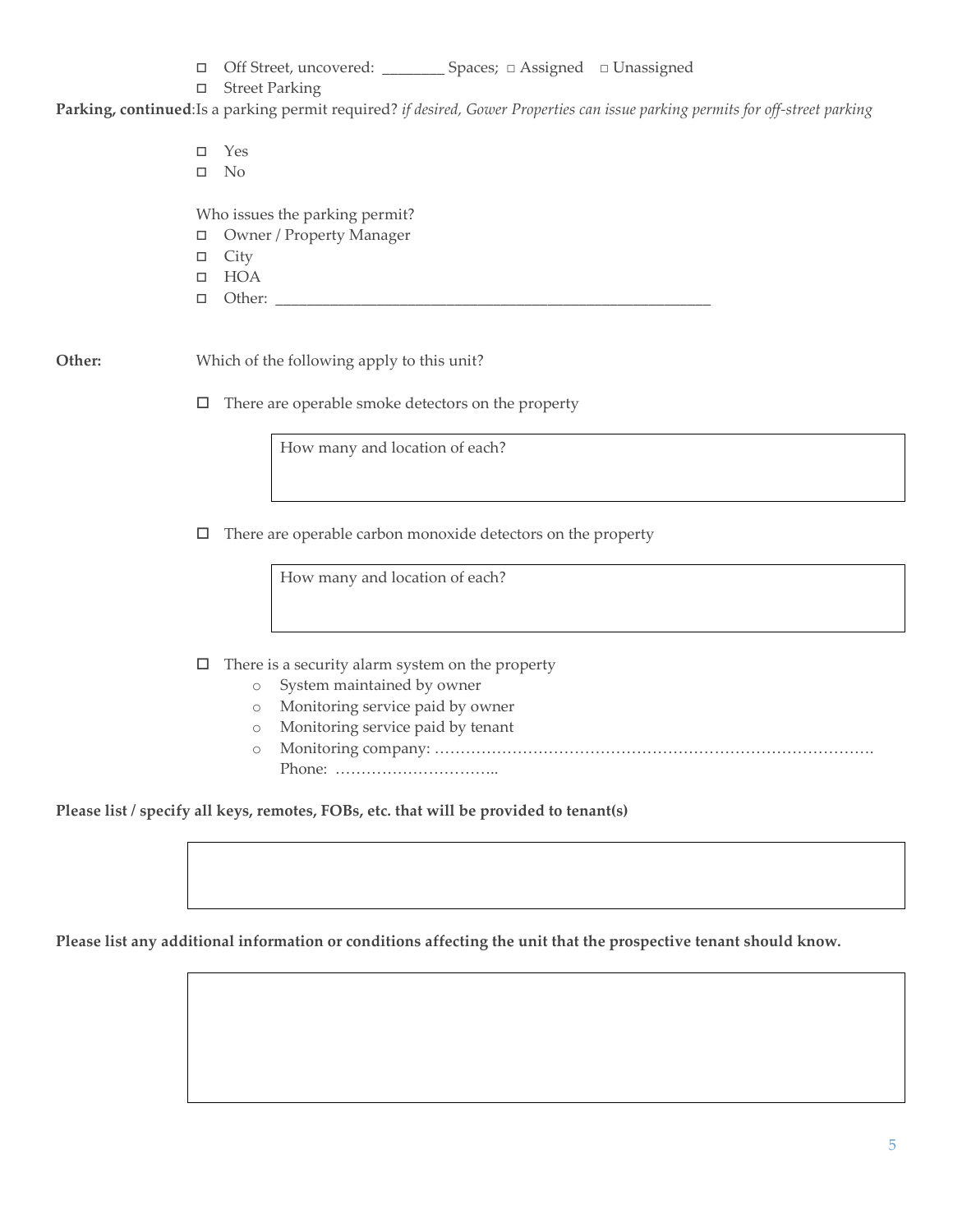- ◻ Off Street, uncovered: ________ Spaces; □ Assigned □ Unassigned
- ◻ Street Parking

**Parking, continued**: Is a parking permit required? *if desired, Gower Properties can issue parking permits for off-street parking*

- ◻ Yes
- ◻ No

Who issues the parking permit?

- ◻ Owner / Property Manager
- ◻ City
- ◻ HOA
- ◻ Other: ________________________________________________________

**Other:** Which of the following apply to this unit?

- ◻ There are operable smoke detectors on the property

| How many and location of each? |
|---|
| |

- ◻ There are operable carbon monoxide detectors on the property

| How many and location of each? |
|---|
| |

- ◻ There is a security alarm system on the property
  - System maintained by owner
  - Monitoring service paid by owner
  - Monitoring service paid by tenant
  - Monitoring company: ……………………………………………………………………………. Phone: …………………………..

**Please list / specify all keys, remotes, FOBs, etc. that will be provided to tenant(s)**

| |
|---|
| |

**Please list any additional information or conditions affecting the unit that the prospective tenant should know.**

| |
|---|
| |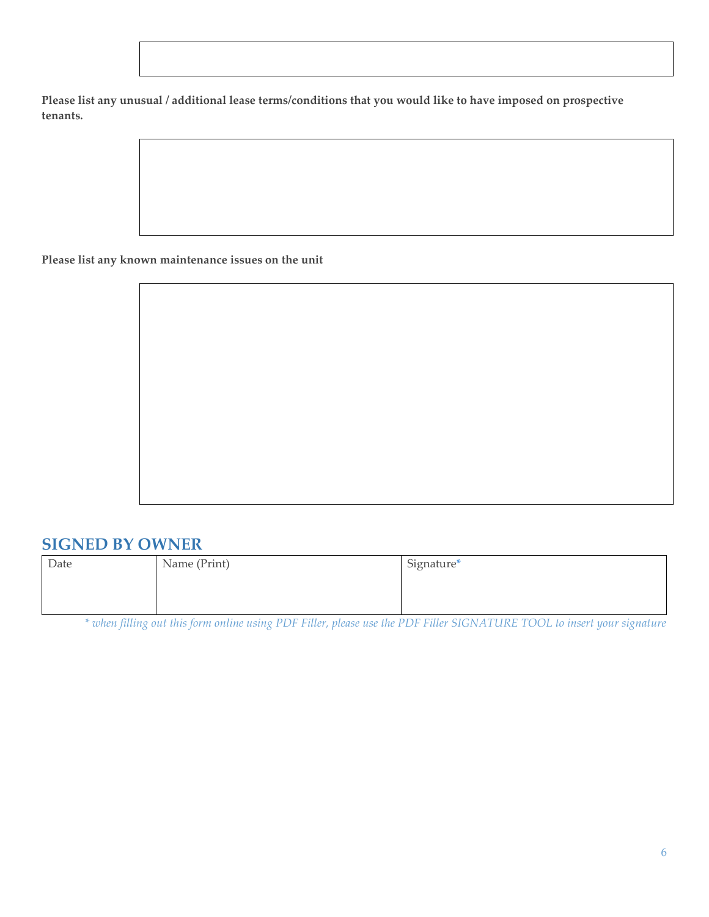**Please list any unusual / additional lease terms/conditions that you would like to have imposed on prospective tenants.**

**Please list any known maintenance issues on the unit**

## SIGNED BY OWNER

| Date | Name (Print) | Signature* |
|---|---|---|
| | | |

*\* when filling out this form online using PDF Filler, please use the PDF Filler SIGNATURE TOOL to insert your signature*